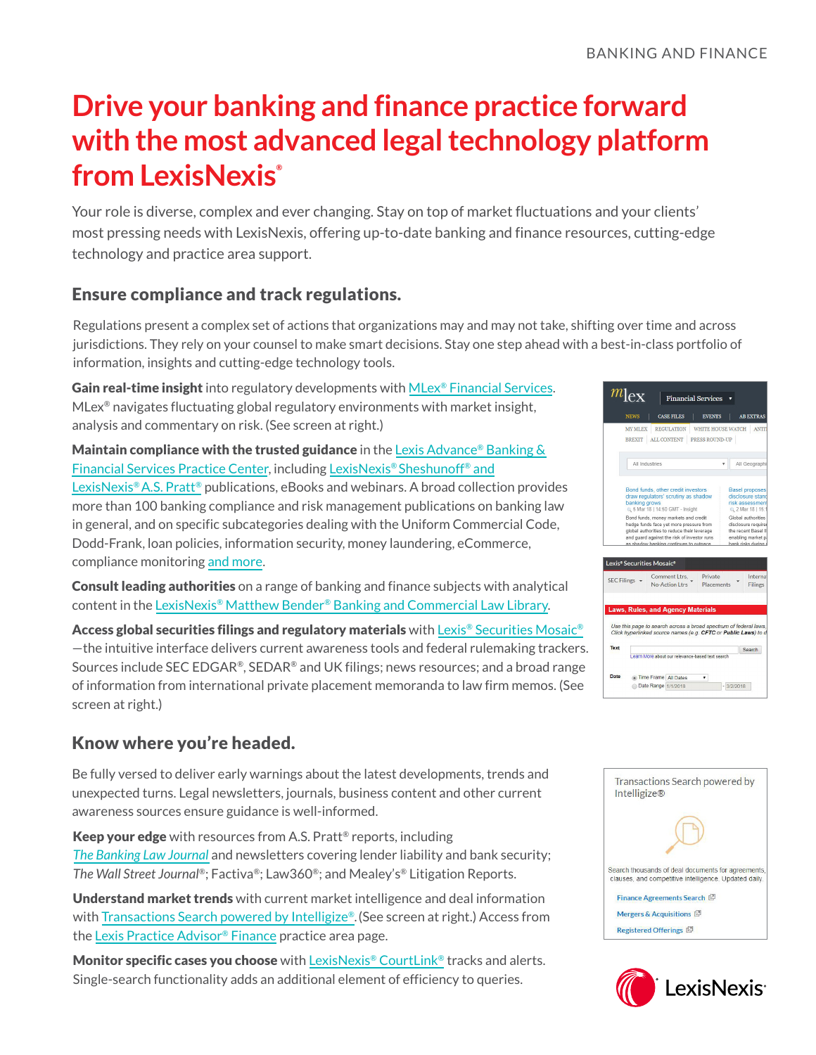BANKING AND FINANCE

# Drive your banking and finance practice forward with the most advanced legal technology platform from LexisNexis®

Your role is diverse, complex and ever changing. Stay on top of market fluctuations and your clients' most pressing needs with LexisNexis, offering up-to-date banking and finance resources, cutting-edge technology and practice area support.

## Ensure compliance and track regulations.

Regulations present a complex set of actions that organizations may and may not take, shifting over time and across jurisdictions. They rely on your counsel to make smart decisions. Stay one step ahead with a best-in-class portfolio of information, insights and cutting-edge technology tools.

**Gain real-time insight** into regulatory developments with MLex® Financial Services. MLex® navigates fluctuating global regulatory environments with market insight, analysis and commentary on risk. (See screen at right.)

**Maintain compliance with the trusted guidance** in the Lexis Advance® Banking & Financial Services Practice Center, including LexisNexis® Sheshunoff® and LexisNexis® A.S. Pratt® publications, eBooks and webinars. A broad collection provides more than 100 banking compliance and risk management publications on banking law in general, and on specific subcategories dealing with the Uniform Commercial Code, Dodd-Frank, loan policies, information security, money laundering, eCommerce, compliance monitoring and more.

**Consult leading authorities** on a range of banking and finance subjects with analytical content in the LexisNexis® Matthew Bender® Banking and Commercial Law Library.

**Access global securities filings and regulatory materials** with Lexis® Securities Mosaic®—the intuitive interface delivers current awareness tools and federal rulemaking trackers. Sources include SEC EDGAR®, SEDAR® and UK filings; news resources; and a broad range of information from international private placement memoranda to law firm memos. (See screen at right.)

## Know where you're headed.

Be fully versed to deliver early warnings about the latest developments, trends and unexpected turns. Legal newsletters, journals, business content and other current awareness sources ensure guidance is well-informed.

**Keep your edge** with resources from A.S. Pratt® reports, including *The Banking Law Journal* and newsletters covering lender liability and bank security; *The Wall Street Journal*®; Factiva®; Law360®; and Mealey's® Litigation Reports.

**Understand market trends** with current market intelligence and deal information with Transactions Search powered by Intelligize®. (See screen at right.) Access from the Lexis Practice Advisor® Finance practice area page.

**Monitor specific cases you choose** with LexisNexis® CourtLink® tracks and alerts. Single-search functionality adds an additional element of efficiency to queries.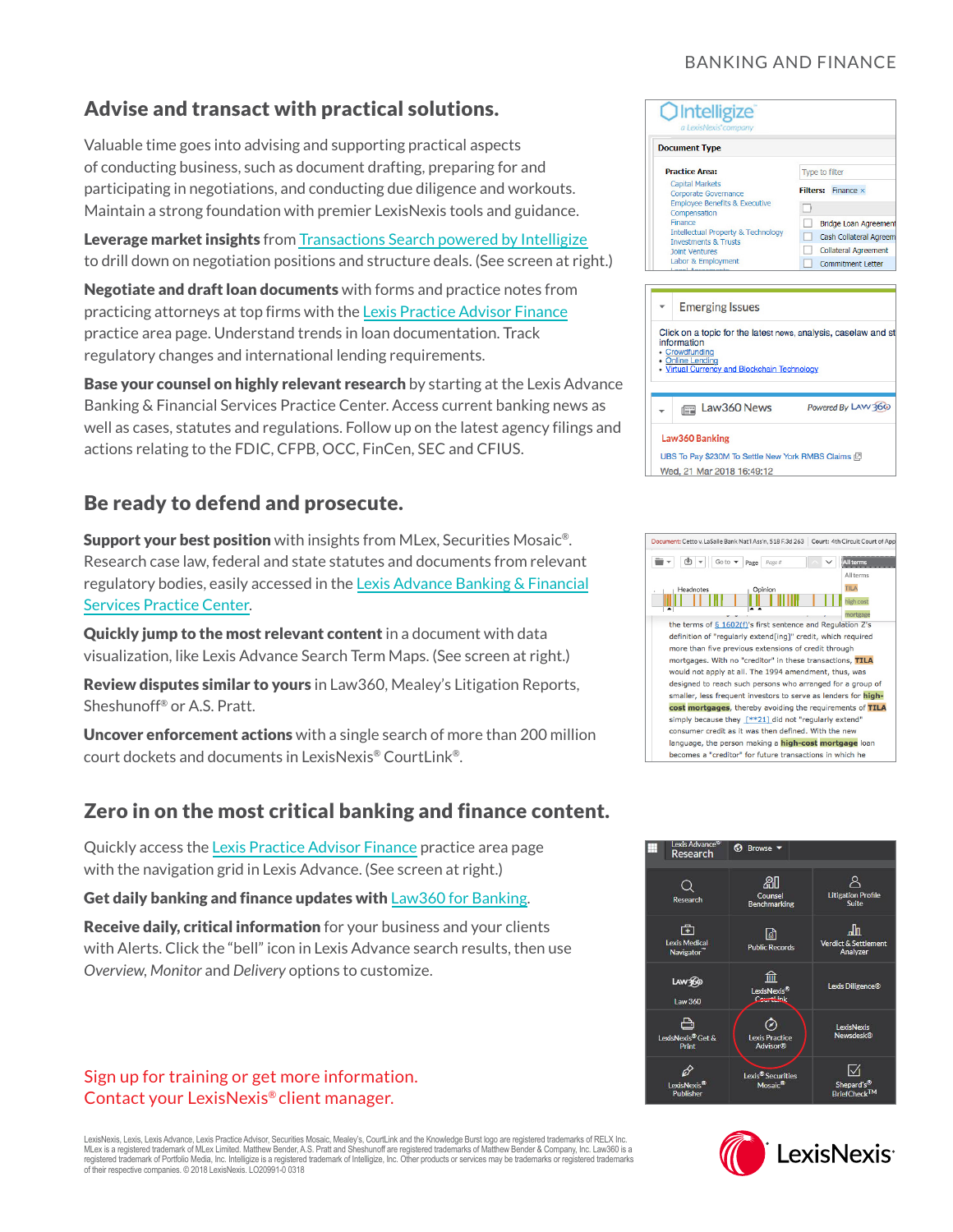## Advise and transact with practical solutions.

Valuable time goes into advising and supporting practical aspects of conducting business, such as document drafting, preparing for and participating in negotiations, and conducting due diligence and workouts. Maintain a strong foundation with premier LexisNexis tools and guidance.

**Leverage market insights** from Transactions Search powered by Intelligize to drill down on negotiation positions and structure deals. (See screen at right.)

**Negotiate and draft loan documents** with forms and practice notes from practicing attorneys at top firms with the Lexis Practice Advisor Finance practice area page. Understand trends in loan documentation. Track regulatory changes and international lending requirements.

**Base your counsel on highly relevant research** by starting at the Lexis Advance Banking & Financial Services Practice Center. Access current banking news as well as cases, statutes and regulations. Follow up on the latest agency filings and actions relating to the FDIC, CFPB, OCC, FinCen, SEC and CFIUS.

## Be ready to defend and prosecute.

**Support your best position** with insights from MLex, Securities Mosaic®. Research case law, federal and state statutes and documents from relevant regulatory bodies, easily accessed in the Lexis Advance Banking & Financial Services Practice Center.

**Quickly jump to the most relevant content** in a document with data visualization, like Lexis Advance Search Term Maps. (See screen at right.)

**Review disputes similar to yours** in Law360, Mealey's Litigation Reports, Sheshunoff® or A.S. Pratt.

**Uncover enforcement actions** with a single search of more than 200 million court dockets and documents in LexisNexis® CourtLink®.

## Zero in on the most critical banking and finance content.

Quickly access the Lexis Practice Advisor Finance practice area page with the navigation grid in Lexis Advance. (See screen at right.)

**Get daily banking and finance updates with** Law360 for Banking.

**Receive daily, critical information** for your business and your clients with Alerts. Click the "bell" icon in Lexis Advance search results, then use *Overview*, *Monitor* and *Delivery* options to customize.

Sign up for training or get more information.
Contact your LexisNexis® client manager.

LexisNexis, Lexis, Lexis Advance, Lexis Practice Advisor, Securities Mosaic, Mealey's, CourtLink and the Knowledge Burst logo are registered trademarks of RELX Inc. MLex is a registered trademark of MLex Limited. Matthew Bender, A.S. Pratt and Sheshunoff are registered trademarks of Matthew Bender & Company, Inc. Law360 is a registered trademark of Portfolio Media, Inc. Intelligize is a registered trademark of Intelligize, Inc. Other products or services may be trademarks or registered trademarks of their respective companies. © 2018 LexisNexis. LO20991-0 0318